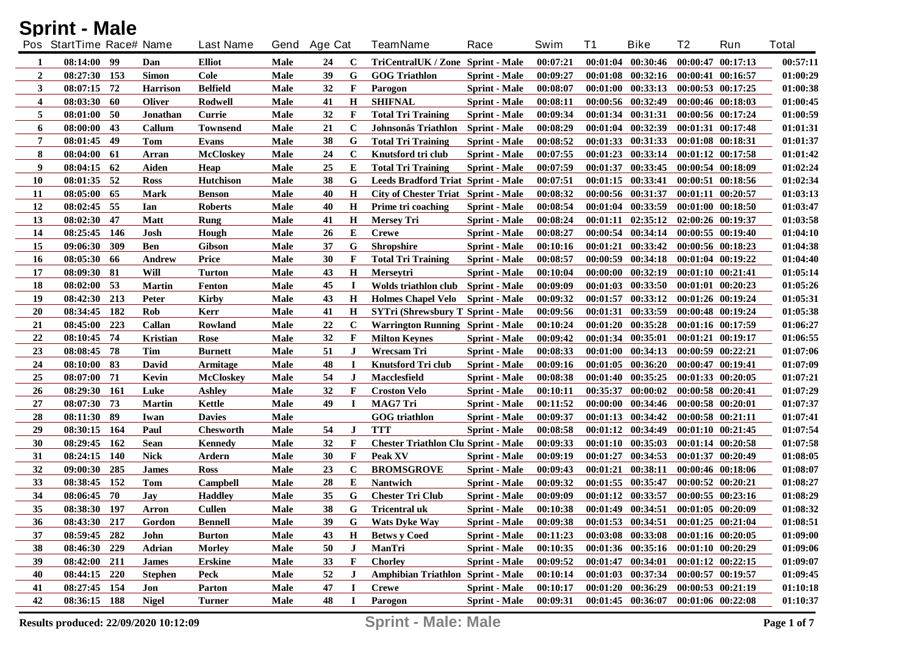# Sprint - Male

| Pos | StartTime | Race# | Name | Last Name | Gend | Age | Cat | TeamName | Race | Swim | T1 | Bike | T2 | Run | Total |
|---|---|---|---|---|---|---|---|---|---|---|---|---|---|---|---|
| 1 | 08:14:00 | 99 | Dan | Elliot | Male | 24 | C | TriCentralUK / Zone | Sprint - Male | 00:07:21 | 00:01:04 | 00:30:46 | 00:00:47 | 00:17:13 | 00:57:11 |
| 2 | 08:27:30 | 153 | Simon | Cole | Male | 39 | G | GOG Triathlon | Sprint - Male | 00:09:27 | 00:01:08 | 00:32:16 | 00:00:41 | 00:16:57 | 01:00:29 |
| 3 | 08:07:15 | 72 | Harrison | Belfield | Male | 32 | F | Parogon | Sprint - Male | 00:08:07 | 00:01:00 | 00:33:13 | 00:00:53 | 00:17:25 | 01:00:38 |
| 4 | 08:03:30 | 60 | Oliver | Rodwell | Male | 41 | H | SHIFNAL | Sprint - Male | 00:08:11 | 00:00:56 | 00:32:49 | 00:00:46 | 00:18:03 | 01:00:45 |
| 5 | 08:01:00 | 50 | Jonathan | Currie | Male | 32 | F | Total Tri Training | Sprint - Male | 00:09:34 | 00:01:34 | 00:31:31 | 00:00:56 | 00:17:24 | 01:00:59 |
| 6 | 08:00:00 | 43 | Callum | Townsend | Male | 21 | C | Johnsonâs Triathlon | Sprint - Male | 00:08:29 | 00:01:04 | 00:32:39 | 00:01:31 | 00:17:48 | 01:01:31 |
| 7 | 08:01:45 | 49 | Tom | Evans | Male | 38 | G | Total Tri Training | Sprint - Male | 00:08:52 | 00:01:33 | 00:31:33 | 00:01:08 | 00:18:31 | 01:01:37 |
| 8 | 08:04:00 | 61 | Arran | McCloskey | Male | 24 | C | Knutsford tri club | Sprint - Male | 00:07:55 | 00:01:23 | 00:33:14 | 00:01:12 | 00:17:58 | 01:01:42 |
| 9 | 08:04:15 | 62 | Aiden | Heap | Male | 25 | E | Total Tri Training | Sprint - Male | 00:07:59 | 00:01:37 | 00:33:45 | 00:00:54 | 00:18:09 | 01:02:24 |
| 10 | 08:01:35 | 52 | Ross | Hutchison | Male | 38 | G | Leeds Bradford Triat | Sprint - Male | 00:07:51 | 00:01:15 | 00:33:41 | 00:00:51 | 00:18:56 | 01:02:34 |
| 11 | 08:05:00 | 65 | Mark | Benson | Male | 40 | H | City of Chester Triat | Sprint - Male | 00:08:32 | 00:00:56 | 00:31:37 | 00:01:11 | 00:20:57 | 01:03:13 |
| 12 | 08:02:45 | 55 | Ian | Roberts | Male | 40 | H | Prime tri coaching | Sprint - Male | 00:08:54 | 00:01:04 | 00:33:59 | 00:01:00 | 00:18:50 | 01:03:47 |
| 13 | 08:02:30 | 47 | Matt | Rung | Male | 41 | H | Mersey Tri | Sprint - Male | 00:08:24 | 00:01:11 | 02:35:12 | 02:00:26 | 00:19:37 | 01:03:58 |
| 14 | 08:25:45 | 146 | Josh | Hough | Male | 26 | E | Crewe | Sprint - Male | 00:08:27 | 00:00:54 | 00:34:14 | 00:00:55 | 00:19:40 | 01:04:10 |
| 15 | 09:06:30 | 309 | Ben | Gibson | Male | 37 | G | Shropshire | Sprint - Male | 00:10:16 | 00:01:21 | 00:33:42 | 00:00:56 | 00:18:23 | 01:04:38 |
| 16 | 08:05:30 | 66 | Andrew | Price | Male | 30 | F | Total Tri Training | Sprint - Male | 00:08:57 | 00:00:59 | 00:34:18 | 00:01:04 | 00:19:22 | 01:04:40 |
| 17 | 08:09:30 | 81 | Will | Turton | Male | 43 | H | Merseytri | Sprint - Male | 00:10:04 | 00:00:00 | 00:32:19 | 00:01:10 | 00:21:41 | 01:05:14 |
| 18 | 08:02:00 | 53 | Martin | Fenton | Male | 45 | I | Wolds triathlon club | Sprint - Male | 00:09:09 | 00:01:03 | 00:33:50 | 00:01:01 | 00:20:23 | 01:05:26 |
| 19 | 08:42:30 | 213 | Peter | Kirby | Male | 43 | H | Holmes Chapel Velo | Sprint - Male | 00:09:32 | 00:01:57 | 00:33:12 | 00:01:26 | 00:19:24 | 01:05:31 |
| 20 | 08:34:45 | 182 | Rob | Kerr | Male | 41 | H | SYTri (Shrewsbury T | Sprint - Male | 00:09:56 | 00:01:31 | 00:33:59 | 00:00:48 | 00:19:24 | 01:05:38 |
| 21 | 08:45:00 | 223 | Callan | Rowland | Male | 22 | C | Warrington Running | Sprint - Male | 00:10:24 | 00:01:20 | 00:35:28 | 00:01:16 | 00:17:59 | 01:06:27 |
| 22 | 08:10:45 | 74 | Kristian | Rose | Male | 32 | F | Milton Keynes | Sprint - Male | 00:09:42 | 00:01:34 | 00:35:01 | 00:01:21 | 00:19:17 | 01:06:55 |
| 23 | 08:08:45 | 78 | Tim | Burnett | Male | 51 | J | Wrecsam Tri | Sprint - Male | 00:08:33 | 00:01:00 | 00:34:13 | 00:00:59 | 00:22:21 | 01:07:06 |
| 24 | 08:10:00 | 83 | David | Armitage | Male | 48 | I | Knutsford Tri club | Sprint - Male | 00:09:16 | 00:01:05 | 00:36:20 | 00:00:47 | 00:19:41 | 01:07:09 |
| 25 | 08:07:00 | 71 | Kevin | McCloskey | Male | 54 | J | Macclesfield | Sprint - Male | 00:08:38 | 00:01:40 | 00:35:25 | 00:01:33 | 00:20:05 | 01:07:21 |
| 26 | 08:29:30 | 161 | Luke | Ashley | Male | 32 | F | Croston Velo | Sprint - Male | 00:10:11 | 00:35:37 | 00:00:02 | 00:00:58 | 00:20:41 | 01:07:29 |
| 27 | 08:07:30 | 73 | Martin | Kettle | Male | 49 | I | MAG7 Tri | Sprint - Male | 00:11:52 | 00:00:00 | 00:34:46 | 00:00:58 | 00:20:01 | 01:07:37 |
| 28 | 08:11:30 | 89 | Iwan | Davies | Male | | | GOG triathlon | Sprint - Male | 00:09:37 | 00:01:13 | 00:34:42 | 00:00:58 | 00:21:11 | 01:07:41 |
| 29 | 08:30:15 | 164 | Paul | Chesworth | Male | 54 | J | TTT | Sprint - Male | 00:08:58 | 00:01:12 | 00:34:49 | 00:01:10 | 00:21:45 | 01:07:54 |
| 30 | 08:29:45 | 162 | Sean | Kennedy | Male | 32 | F | Chester Triathlon Clu | Sprint - Male | 00:09:33 | 00:01:10 | 00:35:03 | 00:01:14 | 00:20:58 | 01:07:58 |
| 31 | 08:24:15 | 140 | Nick | Ardern | Male | 30 | F | Peak XV | Sprint - Male | 00:09:19 | 00:01:27 | 00:34:53 | 00:01:37 | 00:20:49 | 01:08:05 |
| 32 | 09:00:30 | 285 | James | Ross | Male | 23 | C | BROMSGROVE | Sprint - Male | 00:09:43 | 00:01:21 | 00:38:11 | 00:00:46 | 00:18:06 | 01:08:07 |
| 33 | 08:38:45 | 152 | Tom | Campbell | Male | 28 | E | Nantwich | Sprint - Male | 00:09:32 | 00:01:55 | 00:35:47 | 00:00:52 | 00:20:21 | 01:08:27 |
| 34 | 08:06:45 | 70 | Jay | Haddley | Male | 35 | G | Chester Tri Club | Sprint - Male | 00:09:09 | 00:01:12 | 00:33:57 | 00:00:55 | 00:23:16 | 01:08:29 |
| 35 | 08:38:30 | 197 | Arron | Cullen | Male | 38 | G | Tricentral uk | Sprint - Male | 00:10:38 | 00:01:49 | 00:34:51 | 00:01:05 | 00:20:09 | 01:08:32 |
| 36 | 08:43:30 | 217 | Gordon | Bennell | Male | 39 | G | Wats Dyke Way | Sprint - Male | 00:09:38 | 00:01:53 | 00:34:51 | 00:01:25 | 00:21:04 | 01:08:51 |
| 37 | 08:59:45 | 282 | John | Burton | Male | 43 | H | Betws y Coed | Sprint - Male | 00:11:23 | 00:03:08 | 00:33:08 | 00:01:16 | 00:20:05 | 01:09:00 |
| 38 | 08:46:30 | 229 | Adrian | Morley | Male | 50 | J | ManTri | Sprint - Male | 00:10:35 | 00:01:36 | 00:35:16 | 00:01:10 | 00:20:29 | 01:09:06 |
| 39 | 08:42:00 | 211 | James | Erskine | Male | 33 | F | Chorley | Sprint - Male | 00:09:52 | 00:01:47 | 00:34:01 | 00:01:12 | 00:22:15 | 01:09:07 |
| 40 | 08:44:15 | 220 | Stephen | Peck | Male | 52 | J | Amphibian Triathlon | Sprint - Male | 00:10:14 | 00:01:03 | 00:37:34 | 00:00:57 | 00:19:57 | 01:09:45 |
| 41 | 08:27:45 | 154 | Jon | Parton | Male | 47 | I | Crewe | Sprint - Male | 00:10:17 | 00:01:20 | 00:36:29 | 00:00:53 | 00:21:19 | 01:10:18 |
| 42 | 08:36:15 | 188 | Nigel | Turner | Male | 48 | I | Parogon | Sprint - Male | 00:09:31 | 00:01:45 | 00:36:07 | 00:01:06 | 00:22:08 | 01:10:37 |

Results produced: 22/09/2020 10:12:09

Sprint - Male: Male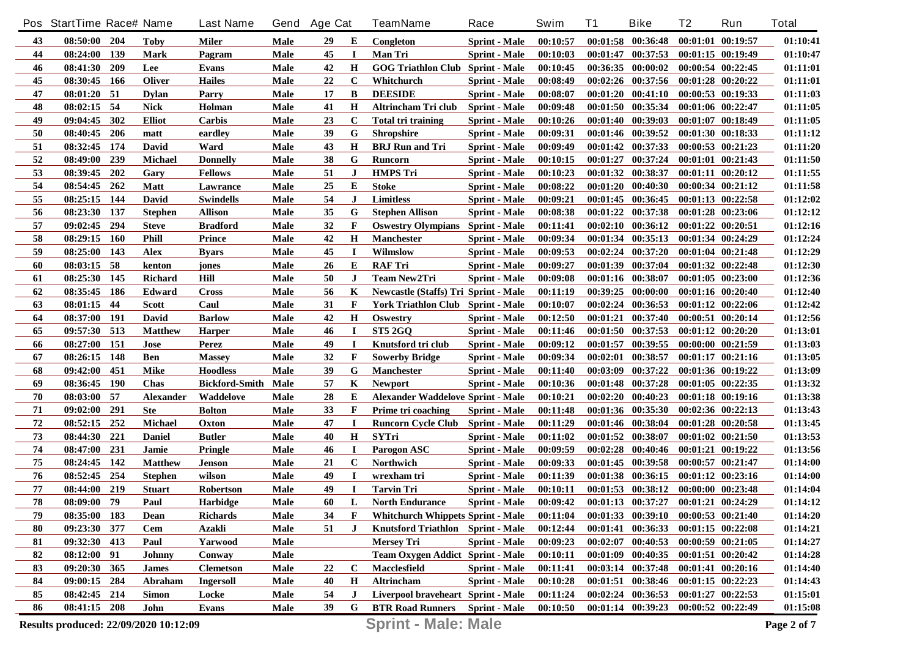| Pos | StartTime | Race# | Name | Last Name | Gend | Age | Cat | TeamName | Race | Swim | T1 | Bike | T2 | Run | Total |
|---|---|---|---|---|---|---|---|---|---|---|---|---|---|---|---|
| 43 | 08:50:00 | 204 | Toby | Miler | Male | 29 | E | Congleton | Sprint - Male | 00:10:57 | 00:01:58 | 00:36:48 | 00:01:01 | 00:19:57 | 01:10:41 |
| 44 | 08:24:00 | 139 | Mark | Pagram | Male | 45 | I | Man Tri | Sprint - Male | 00:10:03 | 00:01:47 | 00:37:53 | 00:01:15 | 00:19:49 | 01:10:47 |
| 46 | 08:41:30 | 209 | Lee | Evans | Male | 42 | H | GOG Triathlon Club | Sprint - Male | 00:10:45 | 00:36:35 | 00:00:02 | 00:00:54 | 00:22:45 | 01:11:01 |
| 45 | 08:30:45 | 166 | Oliver | Hailes | Male | 22 | C | Whitchurch | Sprint - Male | 00:08:49 | 00:02:26 | 00:37:56 | 00:01:28 | 00:20:22 | 01:11:01 |
| 47 | 08:01:20 | 51 | Dylan | Parry | Male | 17 | B | DEESIDE | Sprint - Male | 00:08:07 | 00:01:20 | 00:41:10 | 00:00:53 | 00:19:33 | 01:11:03 |
| 48 | 08:02:15 | 54 | Nick | Holman | Male | 41 | H | Altrincham Tri club | Sprint - Male | 00:09:48 | 00:01:50 | 00:35:34 | 00:01:06 | 00:22:47 | 01:11:05 |
| 49 | 09:04:45 | 302 | Elliot | Carbis | Male | 23 | C | Total tri training | Sprint - Male | 00:10:26 | 00:01:40 | 00:39:03 | 00:01:07 | 00:18:49 | 01:11:05 |
| 50 | 08:40:45 | 206 | matt | eardley | Male | 39 | G | Shropshire | Sprint - Male | 00:09:31 | 00:01:46 | 00:39:52 | 00:01:30 | 00:18:33 | 01:11:12 |
| 51 | 08:32:45 | 174 | David | Ward | Male | 43 | H | BRJ Run and Tri | Sprint - Male | 00:09:49 | 00:01:42 | 00:37:33 | 00:00:53 | 00:21:23 | 01:11:20 |
| 52 | 08:49:00 | 239 | Michael | Donnelly | Male | 38 | G | Runcorn | Sprint - Male | 00:10:15 | 00:01:27 | 00:37:24 | 00:01:01 | 00:21:43 | 01:11:50 |
| 53 | 08:39:45 | 202 | Gary | Fellows | Male | 51 | J | HMPS Tri | Sprint - Male | 00:10:23 | 00:01:32 | 00:38:37 | 00:01:11 | 00:20:12 | 01:11:55 |
| 54 | 08:54:45 | 262 | Matt | Lawrance | Male | 25 | E | Stoke | Sprint - Male | 00:08:22 | 00:01:20 | 00:40:30 | 00:00:34 | 00:21:12 | 01:11:58 |
| 55 | 08:25:15 | 144 | David | Swindells | Male | 54 | J | Limitless | Sprint - Male | 00:09:21 | 00:01:45 | 00:36:45 | 00:01:13 | 00:22:58 | 01:12:02 |
| 56 | 08:23:30 | 137 | Stephen | Allison | Male | 35 | G | Stephen Allison | Sprint - Male | 00:08:38 | 00:01:22 | 00:37:38 | 00:01:28 | 00:23:06 | 01:12:12 |
| 57 | 09:02:45 | 294 | Steve | Bradford | Male | 32 | F | Oswestry Olympians | Sprint - Male | 00:11:41 | 00:02:10 | 00:36:12 | 00:01:22 | 00:20:51 | 01:12:16 |
| 58 | 08:29:15 | 160 | Phill | Prince | Male | 42 | H | Manchester | Sprint - Male | 00:09:34 | 00:01:34 | 00:35:13 | 00:01:34 | 00:24:29 | 01:12:24 |
| 59 | 08:25:00 | 143 | Alex | Byars | Male | 45 | I | Wilmslow | Sprint - Male | 00:09:53 | 00:02:24 | 00:37:20 | 00:01:04 | 00:21:48 | 01:12:29 |
| 60 | 08:03:15 | 58 | kenton | jones | Male | 26 | E | RAF Tri | Sprint - Male | 00:09:27 | 00:01:39 | 00:37:04 | 00:01:32 | 00:22:48 | 01:12:30 |
| 61 | 08:25:30 | 145 | Richard | Hill | Male | 50 | J | Team New2Tri | Sprint - Male | 00:09:08 | 00:01:16 | 00:38:07 | 00:01:05 | 00:23:00 | 01:12:36 |
| 62 | 08:35:45 | 186 | Edward | Cross | Male | 56 | K | Newcastle (Staffs) Tri | Sprint - Male | 00:11:19 | 00:39:25 | 00:00:00 | 00:01:16 | 00:20:40 | 01:12:40 |
| 63 | 08:01:15 | 44 | Scott | Caul | Male | 31 | F | York Triathlon Club | Sprint - Male | 00:10:07 | 00:02:24 | 00:36:53 | 00:01:12 | 00:22:06 | 01:12:42 |
| 64 | 08:37:00 | 191 | David | Barlow | Male | 42 | H | Oswestry | Sprint - Male | 00:12:50 | 00:01:21 | 00:37:40 | 00:00:51 | 00:20:14 | 01:12:56 |
| 65 | 09:57:30 | 513 | Matthew | Harper | Male | 46 | I | ST5 2GQ | Sprint - Male | 00:11:46 | 00:01:50 | 00:37:53 | 00:01:12 | 00:20:20 | 01:13:01 |
| 66 | 08:27:00 | 151 | Jose | Perez | Male | 49 | I | Knutsford tri club | Sprint - Male | 00:09:12 | 00:01:57 | 00:39:55 | 00:00:00 | 00:21:59 | 01:13:03 |
| 67 | 08:26:15 | 148 | Ben | Massey | Male | 32 | F | Sowerby Bridge | Sprint - Male | 00:09:34 | 00:02:01 | 00:38:57 | 00:01:17 | 00:21:16 | 01:13:05 |
| 68 | 09:42:00 | 451 | Mike | Hoodless | Male | 39 | G | Manchester | Sprint - Male | 00:11:40 | 00:03:09 | 00:37:22 | 00:01:36 | 00:19:22 | 01:13:09 |
| 69 | 08:36:45 | 190 | Chas | Bickford-Smith | Male | 57 | K | Newport | Sprint - Male | 00:10:36 | 00:01:48 | 00:37:28 | 00:01:05 | 00:22:35 | 01:13:32 |
| 70 | 08:03:00 | 57 | Alexander | Waddelove | Male | 28 | E | Alexander Waddelove | Sprint - Male | 00:10:21 | 00:02:20 | 00:40:23 | 00:01:18 | 00:19:16 | 01:13:38 |
| 71 | 09:02:00 | 291 | Ste | Bolton | Male | 33 | F | Prime tri coaching | Sprint - Male | 00:11:48 | 00:01:36 | 00:35:30 | 00:02:36 | 00:22:13 | 01:13:43 |
| 72 | 08:52:15 | 252 | Michael | Oxton | Male | 47 | I | Runcorn Cycle Club | Sprint - Male | 00:11:29 | 00:01:46 | 00:38:04 | 00:01:28 | 00:20:58 | 01:13:45 |
| 73 | 08:44:30 | 221 | Daniel | Butler | Male | 40 | H | SYTri | Sprint - Male | 00:11:02 | 00:01:52 | 00:38:07 | 00:01:02 | 00:21:50 | 01:13:53 |
| 74 | 08:47:00 | 231 | Jamie | Pringle | Male | 46 | I | Parogon ASC | Sprint - Male | 00:09:59 | 00:02:28 | 00:40:46 | 00:01:21 | 00:19:22 | 01:13:56 |
| 75 | 08:24:45 | 142 | Matthew | Jenson | Male | 21 | C | Northwich | Sprint - Male | 00:09:33 | 00:01:45 | 00:39:58 | 00:00:57 | 00:21:47 | 01:14:00 |
| 76 | 08:52:45 | 254 | Stephen | wilson | Male | 49 | I | wrexham tri | Sprint - Male | 00:11:39 | 00:01:38 | 00:36:15 | 00:01:12 | 00:23:16 | 01:14:00 |
| 77 | 08:44:00 | 219 | Stuart | Robertson | Male | 49 | I | Tarvin Tri | Sprint - Male | 00:10:11 | 00:01:53 | 00:38:12 | 00:00:00 | 00:23:48 | 01:14:04 |
| 78 | 08:09:00 | 79 | Paul | Harbidge | Male | 60 | L | North Endurance | Sprint - Male | 00:09:42 | 00:01:13 | 00:37:27 | 00:01:21 | 00:24:29 | 01:14:12 |
| 79 | 08:35:00 | 183 | Dean | Richards | Male | 34 | F | Whitchurch Whippets | Sprint - Male | 00:11:04 | 00:01:33 | 00:39:10 | 00:00:53 | 00:21:40 | 01:14:20 |
| 80 | 09:23:30 | 377 | Cem | Azakli | Male | 51 | J | Knutsford Triathlon | Sprint - Male | 00:12:44 | 00:01:41 | 00:36:33 | 00:01:15 | 00:22:08 | 01:14:21 |
| 81 | 09:32:30 | 413 | Paul | Yarwood | Male | | | Mersey Tri | Sprint - Male | 00:09:23 | 00:02:07 | 00:40:53 | 00:00:59 | 00:21:05 | 01:14:27 |
| 82 | 08:12:00 | 91 | Johnny | Conway | Male | | | Team Oxygen Addict | Sprint - Male | 00:10:11 | 00:01:09 | 00:40:35 | 00:01:51 | 00:20:42 | 01:14:28 |
| 83 | 09:20:30 | 365 | James | Clemetson | Male | 22 | C | Macclesfield | Sprint - Male | 00:11:41 | 00:03:14 | 00:37:48 | 00:01:41 | 00:20:16 | 01:14:40 |
| 84 | 09:00:15 | 284 | Abraham | Ingersoll | Male | 40 | H | Altrincham | Sprint - Male | 00:10:28 | 00:01:51 | 00:38:46 | 00:01:15 | 00:22:23 | 01:14:43 |
| 85 | 08:42:45 | 214 | Simon | Locke | Male | 54 | J | Liverpool braveheart | Sprint - Male | 00:11:24 | 00:02:24 | 00:36:53 | 00:01:27 | 00:22:53 | 01:15:01 |
| 86 | 08:41:15 | 208 | John | Evans | Male | 39 | G | BTR Road Runners | Sprint - Male | 00:10:50 | 00:01:14 | 00:39:23 | 00:00:52 | 00:22:49 | 01:15:08 |

Results produced: 22/09/2020 10:12:09

**Sprint - Male: Male**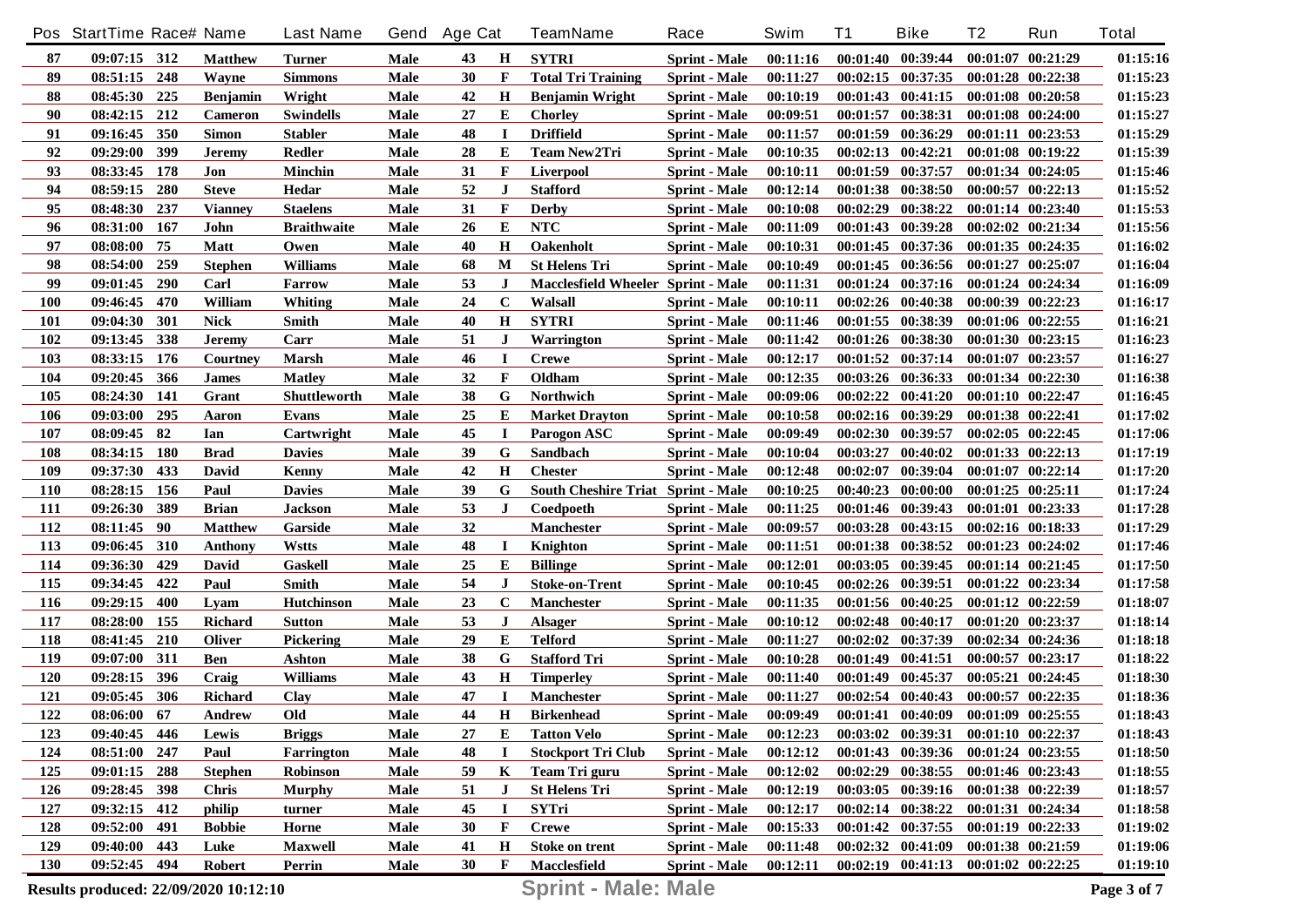| Pos | StartTime | Race# | Name | Last Name | Gend | Age | Cat | TeamName | Race | Swim | T1 | Bike | T2 | Run | Total |
|---|---|---|---|---|---|---|---|---|---|---|---|---|---|---|---|
| 87 | 09:07:15 | 312 | Matthew | Turner | Male | 43 | H | SYTRI | Sprint - Male | 00:11:16 | 00:01:40 | 00:39:44 | 00:01:07 | 00:21:29 | 01:15:16 |
| 89 | 08:51:15 | 248 | Wayne | Simmons | Male | 30 | F | Total Tri Training | Sprint - Male | 00:11:27 | 00:02:15 | 00:37:35 | 00:01:28 | 00:22:38 | 01:15:23 |
| 88 | 08:45:30 | 225 | Benjamin | Wright | Male | 42 | H | Benjamin Wright | Sprint - Male | 00:10:19 | 00:01:43 | 00:41:15 | 00:01:08 | 00:20:58 | 01:15:23 |
| 90 | 08:42:15 | 212 | Cameron | Swindells | Male | 27 | E | Chorley | Sprint - Male | 00:09:51 | 00:01:57 | 00:38:31 | 00:01:08 | 00:24:00 | 01:15:27 |
| 91 | 09:16:45 | 350 | Simon | Stabler | Male | 48 | I | Driffield | Sprint - Male | 00:11:57 | 00:01:59 | 00:36:29 | 00:01:11 | 00:23:53 | 01:15:29 |
| 92 | 09:29:00 | 399 | Jeremy | Redler | Male | 28 | E | Team New2Tri | Sprint - Male | 00:10:35 | 00:02:13 | 00:42:21 | 00:01:08 | 00:19:22 | 01:15:39 |
| 93 | 08:33:45 | 178 | Jon | Minchin | Male | 31 | F | Liverpool | Sprint - Male | 00:10:11 | 00:01:59 | 00:37:57 | 00:01:34 | 00:24:05 | 01:15:46 |
| 94 | 08:59:15 | 280 | Steve | Hedar | Male | 52 | J | Stafford | Sprint - Male | 00:12:14 | 00:01:38 | 00:38:50 | 00:00:57 | 00:22:13 | 01:15:52 |
| 95 | 08:48:30 | 237 | Vianney | Staelens | Male | 31 | F | Derby | Sprint - Male | 00:10:08 | 00:02:29 | 00:38:22 | 00:01:14 | 00:23:40 | 01:15:53 |
| 96 | 08:31:00 | 167 | John | Braithwaite | Male | 26 | E | NTC | Sprint - Male | 00:11:09 | 00:01:43 | 00:39:28 | 00:02:02 | 00:21:34 | 01:15:56 |
| 97 | 08:08:00 | 75 | Matt | Owen | Male | 40 | H | Oakenholt | Sprint - Male | 00:10:31 | 00:01:45 | 00:37:36 | 00:01:35 | 00:24:35 | 01:16:02 |
| 98 | 08:54:00 | 259 | Stephen | Williams | Male | 68 | M | St Helens Tri | Sprint - Male | 00:10:49 | 00:01:45 | 00:36:56 | 00:01:27 | 00:25:07 | 01:16:04 |
| 99 | 09:01:45 | 290 | Carl | Farrow | Male | 53 | J | Macclesfield Wheeler | Sprint - Male | 00:11:31 | 00:01:24 | 00:37:16 | 00:01:24 | 00:24:34 | 01:16:09 |
| 100 | 09:46:45 | 470 | William | Whiting | Male | 24 | C | Walsall | Sprint - Male | 00:10:11 | 00:02:26 | 00:40:38 | 00:00:39 | 00:22:23 | 01:16:17 |
| 101 | 09:04:30 | 301 | Nick | Smith | Male | 40 | H | SYTRI | Sprint - Male | 00:11:46 | 00:01:55 | 00:38:39 | 00:01:06 | 00:22:55 | 01:16:21 |
| 102 | 09:13:45 | 338 | Jeremy | Carr | Male | 51 | J | Warrington | Sprint - Male | 00:11:42 | 00:01:26 | 00:38:30 | 00:01:30 | 00:23:15 | 01:16:23 |
| 103 | 08:33:15 | 176 | Courtney | Marsh | Male | 46 | I | Crewe | Sprint - Male | 00:12:17 | 00:01:52 | 00:37:14 | 00:01:07 | 00:23:57 | 01:16:27 |
| 104 | 09:20:45 | 366 | James | Matley | Male | 32 | F | Oldham | Sprint - Male | 00:12:35 | 00:03:26 | 00:36:33 | 00:01:34 | 00:22:30 | 01:16:38 |
| 105 | 08:24:30 | 141 | Grant | Shuttleworth | Male | 38 | G | Northwich | Sprint - Male | 00:09:06 | 00:02:22 | 00:41:20 | 00:01:10 | 00:22:47 | 01:16:45 |
| 106 | 09:03:00 | 295 | Aaron | Evans | Male | 25 | E | Market Drayton | Sprint - Male | 00:10:58 | 00:02:16 | 00:39:29 | 00:01:38 | 00:22:41 | 01:17:02 |
| 107 | 08:09:45 | 82 | Ian | Cartwright | Male | 45 | I | Parogon ASC | Sprint - Male | 00:09:49 | 00:02:30 | 00:39:57 | 00:02:05 | 00:22:45 | 01:17:06 |
| 108 | 08:34:15 | 180 | Brad | Davies | Male | 39 | G | Sandbach | Sprint - Male | 00:10:04 | 00:03:27 | 00:40:02 | 00:01:33 | 00:22:13 | 01:17:19 |
| 109 | 09:37:30 | 433 | David | Kenny | Male | 42 | H | Chester | Sprint - Male | 00:12:48 | 00:02:07 | 00:39:04 | 00:01:07 | 00:22:14 | 01:17:20 |
| 110 | 08:28:15 | 156 | Paul | Davies | Male | 39 | G | South Cheshire Triat | Sprint - Male | 00:10:25 | 00:40:23 | 00:00:00 | 00:01:25 | 00:25:11 | 01:17:24 |
| 111 | 09:26:30 | 389 | Brian | Jackson | Male | 53 | J | Coedpoeth | Sprint - Male | 00:11:25 | 00:01:46 | 00:39:43 | 00:01:01 | 00:23:33 | 01:17:28 |
| 112 | 08:11:45 | 90 | Matthew | Garside | Male | 32 | | Manchester | Sprint - Male | 00:09:57 | 00:03:28 | 00:43:15 | 00:02:16 | 00:18:33 | 01:17:29 |
| 113 | 09:06:45 | 310 | Anthony | Wstts | Male | 48 | I | Knighton | Sprint - Male | 00:11:51 | 00:01:38 | 00:38:52 | 00:01:23 | 00:24:02 | 01:17:46 |
| 114 | 09:36:30 | 429 | David | Gaskell | Male | 25 | E | Billinge | Sprint - Male | 00:12:01 | 00:03:05 | 00:39:45 | 00:01:14 | 00:21:45 | 01:17:50 |
| 115 | 09:34:45 | 422 | Paul | Smith | Male | 54 | J | Stoke-on-Trent | Sprint - Male | 00:10:45 | 00:02:26 | 00:39:51 | 00:01:22 | 00:23:34 | 01:17:58 |
| 116 | 09:29:15 | 400 | Lyam | Hutchinson | Male | 23 | C | Manchester | Sprint - Male | 00:11:35 | 00:01:56 | 00:40:25 | 00:01:12 | 00:22:59 | 01:18:07 |
| 117 | 08:28:00 | 155 | Richard | Sutton | Male | 53 | J | Alsager | Sprint - Male | 00:10:12 | 00:02:48 | 00:40:17 | 00:01:20 | 00:23:37 | 01:18:14 |
| 118 | 08:41:45 | 210 | Oliver | Pickering | Male | 29 | E | Telford | Sprint - Male | 00:11:27 | 00:02:02 | 00:37:39 | 00:02:34 | 00:24:36 | 01:18:18 |
| 119 | 09:07:00 | 311 | Ben | Ashton | Male | 38 | G | Stafford Tri | Sprint - Male | 00:10:28 | 00:01:49 | 00:41:51 | 00:00:57 | 00:23:17 | 01:18:22 |
| 120 | 09:28:15 | 396 | Craig | Williams | Male | 43 | H | Timperley | Sprint - Male | 00:11:40 | 00:01:49 | 00:45:37 | 00:05:21 | 00:24:45 | 01:18:30 |
| 121 | 09:05:45 | 306 | Richard | Clay | Male | 47 | I | Manchester | Sprint - Male | 00:11:27 | 00:02:54 | 00:40:43 | 00:00:57 | 00:22:35 | 01:18:36 |
| 122 | 08:06:00 | 67 | Andrew | Old | Male | 44 | H | Birkenhead | Sprint - Male | 00:09:49 | 00:01:41 | 00:40:09 | 00:01:09 | 00:25:55 | 01:18:43 |
| 123 | 09:40:45 | 446 | Lewis | Briggs | Male | 27 | E | Tatton Velo | Sprint - Male | 00:12:23 | 00:03:02 | 00:39:31 | 00:01:10 | 00:22:37 | 01:18:43 |
| 124 | 08:51:00 | 247 | Paul | Farrington | Male | 48 | I | Stockport Tri Club | Sprint - Male | 00:12:12 | 00:01:43 | 00:39:36 | 00:01:24 | 00:23:55 | 01:18:50 |
| 125 | 09:01:15 | 288 | Stephen | Robinson | Male | 59 | K | Team Tri guru | Sprint - Male | 00:12:02 | 00:02:29 | 00:38:55 | 00:01:46 | 00:23:43 | 01:18:55 |
| 126 | 09:28:45 | 398 | Chris | Murphy | Male | 51 | J | St Helens Tri | Sprint - Male | 00:12:19 | 00:03:05 | 00:39:16 | 00:01:38 | 00:22:39 | 01:18:57 |
| 127 | 09:32:15 | 412 | philip | turner | Male | 45 | I | SYTri | Sprint - Male | 00:12:17 | 00:02:14 | 00:38:22 | 00:01:31 | 00:24:34 | 01:18:58 |
| 128 | 09:52:00 | 491 | Bobbie | Horne | Male | 30 | F | Crewe | Sprint - Male | 00:15:33 | 00:01:42 | 00:37:55 | 00:01:19 | 00:22:33 | 01:19:02 |
| 129 | 09:40:00 | 443 | Luke | Maxwell | Male | 41 | H | Stoke on trent | Sprint - Male | 00:11:48 | 00:02:32 | 00:41:09 | 00:01:38 | 00:21:59 | 01:19:06 |
| 130 | 09:52:45 | 494 | Robert | Perrin | Male | 30 | F | Macclesfield | Sprint - Male | 00:12:11 | 00:02:19 | 00:41:13 | 00:01:02 | 00:22:25 | 01:19:10 |

Results produced: 22/09/2020 10:12:10

**Sprint - Male: Male**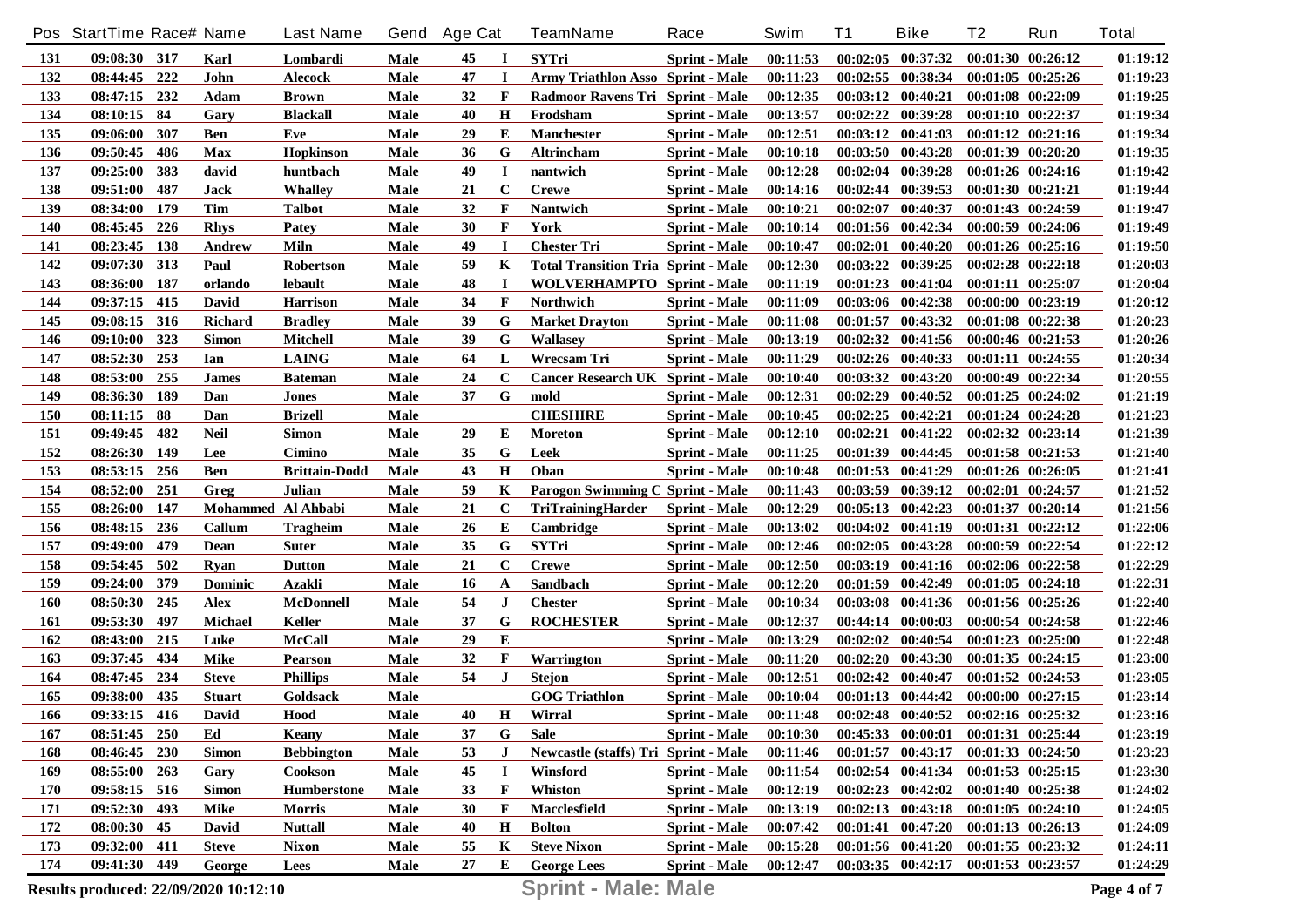| Pos | StartTime | Race# | Name | Last Name | Gend | Age | Cat | TeamName | Race | Swim | T1 | Bike | T2 | Run | Total |
|---|---|---|---|---|---|---|---|---|---|---|---|---|---|---|---|
| 131 | 09:08:30 | 317 | Karl | Lombardi | Male | 45 | I | SYTri | Sprint - Male | 00:11:53 | 00:02:05 | 00:37:32 | 00:01:30 | 00:26:12 | 01:19:12 |
| 132 | 08:44:45 | 222 | John | Alecock | Male | 47 | I | Army Triathlon Asso | Sprint - Male | 00:11:23 | 00:02:55 | 00:38:34 | 00:01:05 | 00:25:26 | 01:19:23 |
| 133 | 08:47:15 | 232 | Adam | Brown | Male | 32 | F | Radmoor Ravens Tri | Sprint - Male | 00:12:35 | 00:03:12 | 00:40:21 | 00:01:08 | 00:22:09 | 01:19:25 |
| 134 | 08:10:15 | 84 | Gary | Blackall | Male | 40 | H | Frodsham | Sprint - Male | 00:13:57 | 00:02:22 | 00:39:28 | 00:01:10 | 00:22:37 | 01:19:34 |
| 135 | 09:06:00 | 307 | Ben | Eve | Male | 29 | E | Manchester | Sprint - Male | 00:12:51 | 00:03:12 | 00:41:03 | 00:01:12 | 00:21:16 | 01:19:34 |
| 136 | 09:50:45 | 486 | Max | Hopkinson | Male | 36 | G | Altrincham | Sprint - Male | 00:10:18 | 00:03:50 | 00:43:28 | 00:01:39 | 00:20:20 | 01:19:35 |
| 137 | 09:25:00 | 383 | david | huntbach | Male | 49 | I | nantwich | Sprint - Male | 00:12:28 | 00:02:04 | 00:39:28 | 00:01:26 | 00:24:16 | 01:19:42 |
| 138 | 09:51:00 | 487 | Jack | Whalley | Male | 21 | C | Crewe | Sprint - Male | 00:14:16 | 00:02:44 | 00:39:53 | 00:01:30 | 00:21:21 | 01:19:44 |
| 139 | 08:34:00 | 179 | Tim | Talbot | Male | 32 | F | Nantwich | Sprint - Male | 00:10:21 | 00:02:07 | 00:40:37 | 00:01:43 | 00:24:59 | 01:19:47 |
| 140 | 08:45:45 | 226 | Rhys | Patey | Male | 30 | F | York | Sprint - Male | 00:10:14 | 00:01:56 | 00:42:34 | 00:00:59 | 00:24:06 | 01:19:49 |
| 141 | 08:23:45 | 138 | Andrew | Miln | Male | 49 | I | Chester Tri | Sprint - Male | 00:10:47 | 00:02:01 | 00:40:20 | 00:01:26 | 00:25:16 | 01:19:50 |
| 142 | 09:07:30 | 313 | Paul | Robertson | Male | 59 | K | Total Transition Tria | Sprint - Male | 00:12:30 | 00:03:22 | 00:39:25 | 00:02:28 | 00:22:18 | 01:20:03 |
| 143 | 08:36:00 | 187 | orlando | lebault | Male | 48 | I | WOLVERHAMPTO | Sprint - Male | 00:11:19 | 00:01:23 | 00:41:04 | 00:01:11 | 00:25:07 | 01:20:04 |
| 144 | 09:37:15 | 415 | David | Harrison | Male | 34 | F | Northwich | Sprint - Male | 00:11:09 | 00:03:06 | 00:42:38 | 00:00:00 | 00:23:19 | 01:20:12 |
| 145 | 09:08:15 | 316 | Richard | Bradley | Male | 39 | G | Market Drayton | Sprint - Male | 00:11:08 | 00:01:57 | 00:43:32 | 00:01:08 | 00:22:38 | 01:20:23 |
| 146 | 09:10:00 | 323 | Simon | Mitchell | Male | 39 | G | Wallasey | Sprint - Male | 00:13:19 | 00:02:32 | 00:41:56 | 00:00:46 | 00:21:53 | 01:20:26 |
| 147 | 08:52:30 | 253 | Ian | LAING | Male | 64 | L | Wrecsam Tri | Sprint - Male | 00:11:29 | 00:02:26 | 00:40:33 | 00:01:11 | 00:24:55 | 01:20:34 |
| 148 | 08:53:00 | 255 | James | Bateman | Male | 24 | C | Cancer Research UK | Sprint - Male | 00:10:40 | 00:03:32 | 00:43:20 | 00:00:49 | 00:22:34 | 01:20:55 |
| 149 | 08:36:30 | 189 | Dan | Jones | Male | 37 | G | mold | Sprint - Male | 00:12:31 | 00:02:29 | 00:40:52 | 00:01:25 | 00:24:02 | 01:21:19 |
| 150 | 08:11:15 | 88 | Dan | Brizell | Male | | | CHESHIRE | Sprint - Male | 00:10:45 | 00:02:25 | 00:42:21 | 00:01:24 | 00:24:28 | 01:21:23 |
| 151 | 09:49:45 | 482 | Neil | Simon | Male | 29 | E | Moreton | Sprint - Male | 00:12:10 | 00:02:21 | 00:41:22 | 00:02:32 | 00:23:14 | 01:21:39 |
| 152 | 08:26:30 | 149 | Lee | Cimino | Male | 35 | G | Leek | Sprint - Male | 00:11:25 | 00:01:39 | 00:44:45 | 00:01:58 | 00:21:53 | 01:21:40 |
| 153 | 08:53:15 | 256 | Ben | Brittain-Dodd | Male | 43 | H | Oban | Sprint - Male | 00:10:48 | 00:01:53 | 00:41:29 | 00:01:26 | 00:26:05 | 01:21:41 |
| 154 | 08:52:00 | 251 | Greg | Julian | Male | 59 | K | Parogon Swimming C | Sprint - Male | 00:11:43 | 00:03:59 | 00:39:12 | 00:02:01 | 00:24:57 | 01:21:52 |
| 155 | 08:26:00 | 147 | Mohammed | Al Ahbabi | Male | 21 | C | TriTrainingHarder | Sprint - Male | 00:12:29 | 00:05:13 | 00:42:23 | 00:01:37 | 00:20:14 | 01:21:56 |
| 156 | 08:48:15 | 236 | Callum | Tragheim | Male | 26 | E | Cambridge | Sprint - Male | 00:13:02 | 00:04:02 | 00:41:19 | 00:01:31 | 00:22:12 | 01:22:06 |
| 157 | 09:49:00 | 479 | Dean | Suter | Male | 35 | G | SYTri | Sprint - Male | 00:12:46 | 00:02:05 | 00:43:28 | 00:00:59 | 00:22:54 | 01:22:12 |
| 158 | 09:54:45 | 502 | Ryan | Dutton | Male | 21 | C | Crewe | Sprint - Male | 00:12:50 | 00:03:19 | 00:41:16 | 00:02:06 | 00:22:58 | 01:22:29 |
| 159 | 09:24:00 | 379 | Dominic | Azakli | Male | 16 | A | Sandbach | Sprint - Male | 00:12:20 | 00:01:59 | 00:42:49 | 00:01:05 | 00:24:18 | 01:22:31 |
| 160 | 08:50:30 | 245 | Alex | McDonnell | Male | 54 | J | Chester | Sprint - Male | 00:10:34 | 00:03:08 | 00:41:36 | 00:01:56 | 00:25:26 | 01:22:40 |
| 161 | 09:53:30 | 497 | Michael | Keller | Male | 37 | G | ROCHESTER | Sprint - Male | 00:12:37 | 00:44:14 | 00:00:03 | 00:00:54 | 00:24:58 | 01:22:46 |
| 162 | 08:43:00 | 215 | Luke | McCall | Male | 29 | E | | Sprint - Male | 00:13:29 | 00:02:02 | 00:40:54 | 00:01:23 | 00:25:00 | 01:22:48 |
| 163 | 09:37:45 | 434 | Mike | Pearson | Male | 32 | F | Warrington | Sprint - Male | 00:11:20 | 00:02:20 | 00:43:30 | 00:01:35 | 00:24:15 | 01:23:00 |
| 164 | 08:47:45 | 234 | Steve | Phillips | Male | 54 | J | Stejon | Sprint - Male | 00:12:51 | 00:02:42 | 00:40:47 | 00:01:52 | 00:24:53 | 01:23:05 |
| 165 | 09:38:00 | 435 | Stuart | Goldsack | Male | | | GOG Triathlon | Sprint - Male | 00:10:04 | 00:01:13 | 00:44:42 | 00:00:00 | 00:27:15 | 01:23:14 |
| 166 | 09:33:15 | 416 | David | Hood | Male | 40 | H | Wirral | Sprint - Male | 00:11:48 | 00:02:48 | 00:40:52 | 00:02:16 | 00:25:32 | 01:23:16 |
| 167 | 08:51:45 | 250 | Ed | Keany | Male | 37 | G | Sale | Sprint - Male | 00:10:30 | 00:45:33 | 00:00:01 | 00:01:31 | 00:25:44 | 01:23:19 |
| 168 | 08:46:45 | 230 | Simon | Bebbington | Male | 53 | J | Newcastle (staffs) Tri | Sprint - Male | 00:11:46 | 00:01:57 | 00:43:17 | 00:01:33 | 00:24:50 | 01:23:23 |
| 169 | 08:55:00 | 263 | Gary | Cookson | Male | 45 | I | Winsford | Sprint - Male | 00:11:54 | 00:02:54 | 00:41:34 | 00:01:53 | 00:25:15 | 01:23:30 |
| 170 | 09:58:15 | 516 | Simon | Humberstone | Male | 33 | F | Whiston | Sprint - Male | 00:12:19 | 00:02:23 | 00:42:02 | 00:01:40 | 00:25:38 | 01:24:02 |
| 171 | 09:52:30 | 493 | Mike | Morris | Male | 30 | F | Macclesfield | Sprint - Male | 00:13:19 | 00:02:13 | 00:43:18 | 00:01:05 | 00:24:10 | 01:24:05 |
| 172 | 08:00:30 | 45 | David | Nuttall | Male | 40 | H | Bolton | Sprint - Male | 00:07:42 | 00:01:41 | 00:47:20 | 00:01:13 | 00:26:13 | 01:24:09 |
| 173 | 09:32:00 | 411 | Steve | Nixon | Male | 55 | K | Steve Nixon | Sprint - Male | 00:15:28 | 00:01:56 | 00:41:20 | 00:01:55 | 00:23:32 | 01:24:11 |
| 174 | 09:41:30 | 449 | George | Lees | Male | 27 | E | George Lees | Sprint - Male | 00:12:47 | 00:03:35 | 00:42:17 | 00:01:53 | 00:23:57 | 01:24:29 |

Results produced: 22/09/2020 10:12:10

**Sprint - Male: Male**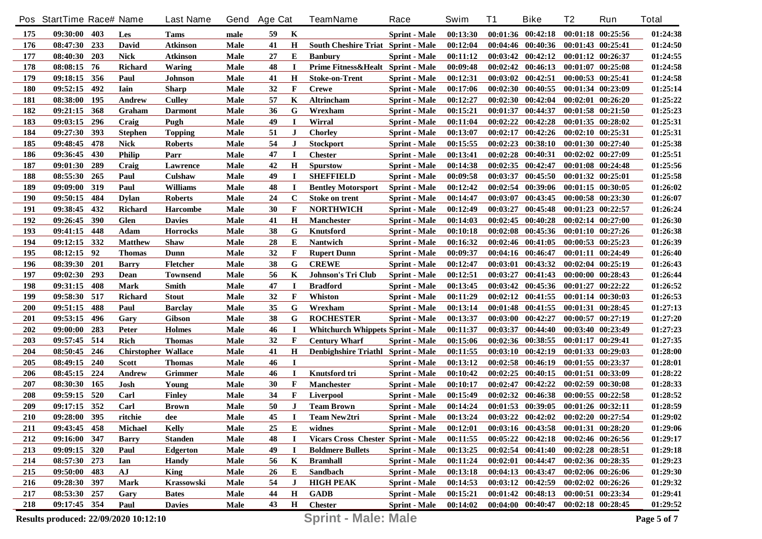| Pos | StartTime | Race# | Name | Last Name | Gend | Age | Cat | TeamName | Race | Swim | T1 | Bike | T2 | Run | Total |
|---|---|---|---|---|---|---|---|---|---|---|---|---|---|---|---|
| 175 | 09:30:00 | 403 | Les | Tams | male | 59 | K | | Sprint - Male | 00:13:30 | 00:01:36 | 00:42:18 | 00:01:18 | 00:25:56 | 01:24:38 |
| 176 | 08:47:30 | 233 | David | Atkinson | Male | 41 | H | South Cheshire Triat | Sprint - Male | 00:12:04 | 00:04:46 | 00:40:36 | 00:01:43 | 00:25:41 | 01:24:50 |
| 177 | 08:40:30 | 203 | Nick | Atkinson | Male | 27 | E | Banbury | Sprint - Male | 00:11:12 | 00:03:42 | 00:42:12 | 00:01:12 | 00:26:37 | 01:24:55 |
| 178 | 08:08:15 | 76 | Richard | Waring | Male | 48 | I | Prime Fitness&Healt | Sprint - Male | 00:09:48 | 00:02:42 | 00:46:13 | 00:01:07 | 00:25:08 | 01:24:58 |
| 179 | 09:18:15 | 356 | Paul | Johnson | Male | 41 | H | Stoke-on-Trent | Sprint - Male | 00:12:31 | 00:03:02 | 00:42:51 | 00:00:53 | 00:25:41 | 01:24:58 |
| 180 | 09:52:15 | 492 | Iain | Sharp | Male | 32 | F | Crewe | Sprint - Male | 00:17:06 | 00:02:30 | 00:40:55 | 00:01:34 | 00:23:09 | 01:25:14 |
| 181 | 08:38:00 | 195 | Andrew | Culley | Male | 57 | K | Altrincham | Sprint - Male | 00:12:27 | 00:02:30 | 00:42:04 | 00:02:01 | 00:26:20 | 01:25:22 |
| 182 | 09:21:15 | 368 | Graham | Darmont | Male | 36 | G | Wrexham | Sprint - Male | 00:15:21 | 00:01:37 | 00:44:37 | 00:01:58 | 00:21:50 | 01:25:23 |
| 183 | 09:03:15 | 296 | Craig | Pugh | Male | 49 | I | Wirral | Sprint - Male | 00:11:04 | 00:02:22 | 00:42:28 | 00:01:35 | 00:28:02 | 01:25:31 |
| 184 | 09:27:30 | 393 | Stephen | Topping | Male | 51 | J | Chorley | Sprint - Male | 00:13:07 | 00:02:17 | 00:42:26 | 00:02:10 | 00:25:31 | 01:25:31 |
| 185 | 09:48:45 | 478 | Nick | Roberts | Male | 54 | J | Stockport | Sprint - Male | 00:15:55 | 00:02:23 | 00:38:10 | 00:01:30 | 00:27:40 | 01:25:38 |
| 186 | 09:36:45 | 430 | Philip | Parr | Male | 47 | I | Chester | Sprint - Male | 00:13:41 | 00:02:28 | 00:40:31 | 00:02:02 | 00:27:09 | 01:25:51 |
| 187 | 09:01:30 | 289 | Craig | Lawrence | Male | 42 | H | Spurstow | Sprint - Male | 00:14:38 | 00:02:35 | 00:42:47 | 00:01:08 | 00:24:48 | 01:25:56 |
| 188 | 08:55:30 | 265 | Paul | Culshaw | Male | 49 | I | SHEFFIELD | Sprint - Male | 00:09:58 | 00:03:37 | 00:45:50 | 00:01:32 | 00:25:01 | 01:25:58 |
| 189 | 09:09:00 | 319 | Paul | Williams | Male | 48 | I | Bentley Motorsport | Sprint - Male | 00:12:42 | 00:02:54 | 00:39:06 | 00:01:15 | 00:30:05 | 01:26:02 |
| 190 | 09:50:15 | 484 | Dylan | Roberts | Male | 24 | C | Stoke on trent | Sprint - Male | 00:14:47 | 00:03:07 | 00:43:45 | 00:00:58 | 00:23:30 | 01:26:07 |
| 191 | 09:38:45 | 432 | Richard | Harcombe | Male | 30 | F | NORTHWICH | Sprint - Male | 00:12:49 | 00:03:27 | 00:45:48 | 00:01:23 | 00:22:57 | 01:26:24 |
| 192 | 09:26:45 | 390 | Glen | Davies | Male | 41 | H | Manchester | Sprint - Male | 00:14:03 | 00:02:45 | 00:40:28 | 00:02:14 | 00:27:00 | 01:26:30 |
| 193 | 09:41:15 | 448 | Adam | Horrocks | Male | 38 | G | Knutsford | Sprint - Male | 00:10:18 | 00:02:08 | 00:45:36 | 00:01:10 | 00:27:26 | 01:26:38 |
| 194 | 09:12:15 | 332 | Matthew | Shaw | Male | 28 | E | Nantwich | Sprint - Male | 00:16:32 | 00:02:46 | 00:41:05 | 00:00:53 | 00:25:23 | 01:26:39 |
| 195 | 08:12:15 | 92 | Thomas | Dunn | Male | 32 | F | Rupert Dunn | Sprint - Male | 00:09:37 | 00:04:16 | 00:46:47 | 00:01:11 | 00:24:49 | 01:26:40 |
| 196 | 08:39:30 | 201 | Barry | Fletcher | Male | 38 | G | CREWE | Sprint - Male | 00:12:47 | 00:03:01 | 00:43:32 | 00:02:04 | 00:25:19 | 01:26:43 |
| 197 | 09:02:30 | 293 | Dean | Townsend | Male | 56 | K | Johnson's Tri Club | Sprint - Male | 00:12:51 | 00:03:27 | 00:41:43 | 00:00:00 | 00:28:43 | 01:26:44 |
| 198 | 09:31:15 | 408 | Mark | Smith | Male | 47 | I | Bradford | Sprint - Male | 00:13:45 | 00:03:42 | 00:45:36 | 00:01:27 | 00:22:22 | 01:26:52 |
| 199 | 09:58:30 | 517 | Richard | Stout | Male | 32 | F | Whiston | Sprint - Male | 00:11:29 | 00:02:12 | 00:41:55 | 00:01:14 | 00:30:03 | 01:26:53 |
| 200 | 09:51:15 | 488 | Paul | Barclay | Male | 35 | G | Wrexham | Sprint - Male | 00:13:14 | 00:01:48 | 00:41:55 | 00:01:31 | 00:28:45 | 01:27:13 |
| 201 | 09:53:15 | 496 | Gary | Gibson | Male | 38 | G | ROCHESTER | Sprint - Male | 00:13:37 | 00:03:00 | 00:42:27 | 00:00:57 | 00:27:19 | 01:27:20 |
| 202 | 09:00:00 | 283 | Peter | Holmes | Male | 46 | I | Whitchurch Whippets | Sprint - Male | 00:11:37 | 00:03:37 | 00:44:40 | 00:03:40 | 00:23:49 | 01:27:23 |
| 203 | 09:57:45 | 514 | Rich | Thomas | Male | 32 | F | Century Wharf | Sprint - Male | 00:15:06 | 00:02:36 | 00:38:55 | 00:01:17 | 00:29:41 | 01:27:35 |
| 204 | 08:50:45 | 246 | Chirstopher | Wallace | Male | 41 | H | Denbighshire Triathl | Sprint - Male | 00:11:55 | 00:03:10 | 00:42:19 | 00:01:33 | 00:29:03 | 01:28:00 |
| 205 | 08:49:15 | 240 | Scott | Thomas | Male | 46 | I | | Sprint - Male | 00:13:12 | 00:02:58 | 00:46:19 | 00:01:55 | 00:23:37 | 01:28:01 |
| 206 | 08:45:15 | 224 | Andrew | Grimmer | Male | 46 | I | Knutsford tri | Sprint - Male | 00:10:42 | 00:02:25 | 00:40:15 | 00:01:51 | 00:33:09 | 01:28:22 |
| 207 | 08:30:30 | 165 | Josh | Young | Male | 30 | F | Manchester | Sprint - Male | 00:10:17 | 00:02:47 | 00:42:22 | 00:02:59 | 00:30:08 | 01:28:33 |
| 208 | 09:59:15 | 520 | Carl | Finley | Male | 34 | F | Liverpool | Sprint - Male | 00:15:49 | 00:02:32 | 00:46:38 | 00:00:55 | 00:22:58 | 01:28:52 |
| 209 | 09:17:15 | 352 | Carl | Brown | Male | 50 | J | Team Brown | Sprint - Male | 00:14:24 | 00:01:53 | 00:39:05 | 00:01:26 | 00:32:11 | 01:28:59 |
| 210 | 09:28:00 | 395 | ritchie | dee | Male | 45 | I | Team New2tri | Sprint - Male | 00:13:24 | 00:03:22 | 00:42:02 | 00:02:20 | 00:27:54 | 01:29:02 |
| 211 | 09:43:45 | 458 | Michael | Kelly | Male | 25 | E | widnes | Sprint - Male | 00:12:01 | 00:03:16 | 00:43:58 | 00:01:31 | 00:28:20 | 01:29:06 |
| 212 | 09:16:00 | 347 | Barry | Standen | Male | 48 | I | Vicars Cross Chester | Sprint - Male | 00:11:55 | 00:05:22 | 00:42:18 | 00:02:46 | 00:26:56 | 01:29:17 |
| 213 | 09:09:15 | 320 | Paul | Edgerton | Male | 49 | I | Boldmere Bullets | Sprint - Male | 00:13:25 | 00:02:54 | 00:41:40 | 00:02:28 | 00:28:51 | 01:29:18 |
| 214 | 08:57:30 | 273 | Ian | Handy | Male | 56 | K | Bramhall | Sprint - Male | 00:11:24 | 00:02:01 | 00:44:47 | 00:02:36 | 00:28:35 | 01:29:23 |
| 215 | 09:50:00 | 483 | AJ | King | Male | 26 | E | Sandbach | Sprint - Male | 00:13:18 | 00:04:13 | 00:43:47 | 00:02:06 | 00:26:06 | 01:29:30 |
| 216 | 09:28:30 | 397 | Mark | Krassowski | Male | 54 | J | HIGH PEAK | Sprint - Male | 00:14:53 | 00:03:12 | 00:42:59 | 00:02:02 | 00:26:26 | 01:29:32 |
| 217 | 08:53:30 | 257 | Gary | Bates | Male | 44 | H | GADB | Sprint - Male | 00:15:21 | 00:01:42 | 00:48:13 | 00:00:51 | 00:23:34 | 01:29:41 |
| 218 | 09:17:45 | 354 | Paul | Davies | Male | 43 | H | Chester | Sprint - Male | 00:14:02 | 00:04:00 | 00:40:47 | 00:02:18 | 00:28:45 | 01:29:52 |

Results produced: 22/09/2020 10:12:10

**Sprint - Male: Male**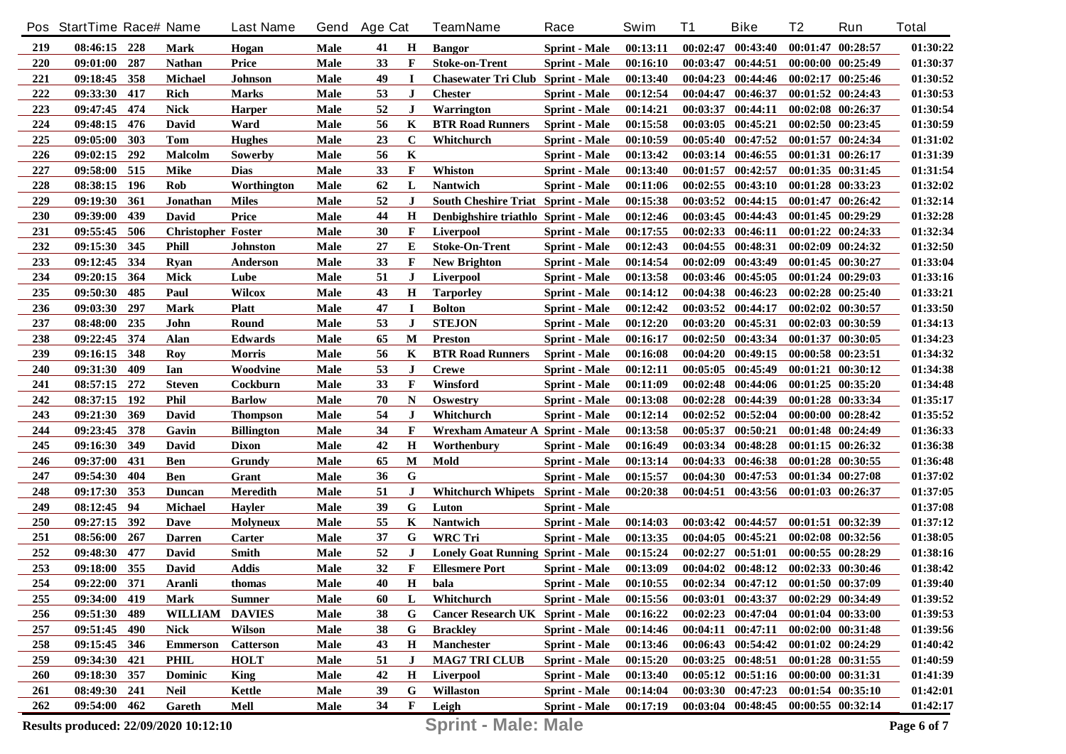| Pos | StartTime | Race# | Name | Last Name | Gend | Age | Cat | TeamName | Race | Swim | T1 | Bike | T2 | Run | Total |
|---|---|---|---|---|---|---|---|---|---|---|---|---|---|---|---|
| 219 | 08:46:15 | 228 | Mark | Hogan | Male | 41 | H | Bangor | Sprint - Male | 00:13:11 | 00:02:47 | 00:43:40 | 00:01:47 | 00:28:57 | 01:30:22 |
| 220 | 09:01:00 | 287 | Nathan | Price | Male | 33 | F | Stoke-on-Trent | Sprint - Male | 00:16:10 | 00:03:47 | 00:44:51 | 00:00:00 | 00:25:49 | 01:30:37 |
| 221 | 09:18:45 | 358 | Michael | Johnson | Male | 49 | I | Chasewater Tri Club | Sprint - Male | 00:13:40 | 00:04:23 | 00:44:46 | 00:02:17 | 00:25:46 | 01:30:52 |
| 222 | 09:33:30 | 417 | Rich | Marks | Male | 53 | J | Chester | Sprint - Male | 00:12:54 | 00:04:47 | 00:46:37 | 00:01:52 | 00:24:43 | 01:30:53 |
| 223 | 09:47:45 | 474 | Nick | Harper | Male | 52 | J | Warrington | Sprint - Male | 00:14:21 | 00:03:37 | 00:44:11 | 00:02:08 | 00:26:37 | 01:30:54 |
| 224 | 09:48:15 | 476 | David | Ward | Male | 56 | K | BTR Road Runners | Sprint - Male | 00:15:58 | 00:03:05 | 00:45:21 | 00:02:50 | 00:23:45 | 01:30:59 |
| 225 | 09:05:00 | 303 | Tom | Hughes | Male | 23 | C | Whitchurch | Sprint - Male | 00:10:59 | 00:05:40 | 00:47:52 | 00:01:57 | 00:24:34 | 01:31:02 |
| 226 | 09:02:15 | 292 | Malcolm | Sowerby | Male | 56 | K | | Sprint - Male | 00:13:42 | 00:03:14 | 00:46:55 | 00:01:31 | 00:26:17 | 01:31:39 |
| 227 | 09:58:00 | 515 | Mike | Dias | Male | 33 | F | Whiston | Sprint - Male | 00:13:40 | 00:01:57 | 00:42:57 | 00:01:35 | 00:31:45 | 01:31:54 |
| 228 | 08:38:15 | 196 | Rob | Worthington | Male | 62 | L | Nantwich | Sprint - Male | 00:11:06 | 00:02:55 | 00:43:10 | 00:01:28 | 00:33:23 | 01:32:02 |
| 229 | 09:19:30 | 361 | Jonathan | Miles | Male | 52 | J | South Cheshire Triat | Sprint - Male | 00:15:38 | 00:03:52 | 00:44:15 | 00:01:47 | 00:26:42 | 01:32:14 |
| 230 | 09:39:00 | 439 | David | Price | Male | 44 | H | Denbighshire triathlo | Sprint - Male | 00:12:46 | 00:03:45 | 00:44:43 | 00:01:45 | 00:29:29 | 01:32:28 |
| 231 | 09:55:45 | 506 | Christopher | Foster | Male | 30 | F | Liverpool | Sprint - Male | 00:17:55 | 00:02:33 | 00:46:11 | 00:01:22 | 00:24:33 | 01:32:34 |
| 232 | 09:15:30 | 345 | Phill | Johnston | Male | 27 | E | Stoke-On-Trent | Sprint - Male | 00:12:43 | 00:04:55 | 00:48:31 | 00:02:09 | 00:24:32 | 01:32:50 |
| 233 | 09:12:45 | 334 | Ryan | Anderson | Male | 33 | F | New Brighton | Sprint - Male | 00:14:54 | 00:02:09 | 00:43:49 | 00:01:45 | 00:30:27 | 01:33:04 |
| 234 | 09:20:15 | 364 | Mick | Lube | Male | 51 | J | Liverpool | Sprint - Male | 00:13:58 | 00:03:46 | 00:45:05 | 00:01:24 | 00:29:03 | 01:33:16 |
| 235 | 09:50:30 | 485 | Paul | Wilcox | Male | 43 | H | Tarporley | Sprint - Male | 00:14:12 | 00:04:38 | 00:46:23 | 00:02:28 | 00:25:40 | 01:33:21 |
| 236 | 09:03:30 | 297 | Mark | Platt | Male | 47 | I | Bolton | Sprint - Male | 00:12:42 | 00:03:52 | 00:44:17 | 00:02:02 | 00:30:57 | 01:33:50 |
| 237 | 08:48:00 | 235 | John | Round | Male | 53 | J | STEJON | Sprint - Male | 00:12:20 | 00:03:20 | 00:45:31 | 00:02:03 | 00:30:59 | 01:34:13 |
| 238 | 09:22:45 | 374 | Alan | Edwards | Male | 65 | M | Preston | Sprint - Male | 00:16:17 | 00:02:50 | 00:43:34 | 00:01:37 | 00:30:05 | 01:34:23 |
| 239 | 09:16:15 | 348 | Roy | Morris | Male | 56 | K | BTR Road Runners | Sprint - Male | 00:16:08 | 00:04:20 | 00:49:15 | 00:00:58 | 00:23:51 | 01:34:32 |
| 240 | 09:31:30 | 409 | Ian | Woodvine | Male | 53 | J | Crewe | Sprint - Male | 00:12:11 | 00:05:05 | 00:45:49 | 00:01:21 | 00:30:12 | 01:34:38 |
| 241 | 08:57:15 | 272 | Steven | Cockburn | Male | 33 | F | Winsford | Sprint - Male | 00:11:09 | 00:02:48 | 00:44:06 | 00:01:25 | 00:35:20 | 01:34:48 |
| 242 | 08:37:15 | 192 | Phil | Barlow | Male | 70 | N | Oswestry | Sprint - Male | 00:13:08 | 00:02:28 | 00:44:39 | 00:01:28 | 00:33:34 | 01:35:17 |
| 243 | 09:21:30 | 369 | David | Thompson | Male | 54 | J | Whitchurch | Sprint - Male | 00:12:14 | 00:02:52 | 00:52:04 | 00:00:00 | 00:28:42 | 01:35:52 |
| 244 | 09:23:45 | 378 | Gavin | Billington | Male | 34 | F | Wrexham Amateur A | Sprint - Male | 00:13:58 | 00:05:37 | 00:50:21 | 00:01:48 | 00:24:49 | 01:36:33 |
| 245 | 09:16:30 | 349 | David | Dixon | Male | 42 | H | Worthenbury | Sprint - Male | 00:16:49 | 00:03:34 | 00:48:28 | 00:01:15 | 00:26:32 | 01:36:38 |
| 246 | 09:37:00 | 431 | Ben | Grundy | Male | 65 | M | Mold | Sprint - Male | 00:13:14 | 00:04:33 | 00:46:38 | 00:01:28 | 00:30:55 | 01:36:48 |
| 247 | 09:54:30 | 404 | Ben | Grant | Male | 36 | G | | Sprint - Male | 00:15:57 | 00:04:30 | 00:47:53 | 00:01:34 | 00:27:08 | 01:37:02 |
| 248 | 09:17:30 | 353 | Duncan | Meredith | Male | 51 | J | Whitchurch Whipets | Sprint - Male | 00:20:38 | 00:04:51 | 00:43:56 | 00:01:03 | 00:26:37 | 01:37:05 |
| 249 | 08:12:45 | 94 | Michael | Hayler | Male | 39 | G | Luton | Sprint - Male | | | | | | 01:37:08 |
| 250 | 09:27:15 | 392 | Dave | Molyneux | Male | 55 | K | Nantwich | Sprint - Male | 00:14:03 | 00:03:42 | 00:44:57 | 00:01:51 | 00:32:39 | 01:37:12 |
| 251 | 08:56:00 | 267 | Darren | Carter | Male | 37 | G | WRC Tri | Sprint - Male | 00:13:35 | 00:04:05 | 00:45:21 | 00:02:08 | 00:32:56 | 01:38:05 |
| 252 | 09:48:30 | 477 | David | Smith | Male | 52 | J | Lonely Goat Running | Sprint - Male | 00:15:24 | 00:02:27 | 00:51:01 | 00:00:55 | 00:28:29 | 01:38:16 |
| 253 | 09:18:00 | 355 | David | Addis | Male | 32 | F | Ellesmere Port | Sprint - Male | 00:13:09 | 00:04:02 | 00:48:12 | 00:02:33 | 00:30:46 | 01:38:42 |
| 254 | 09:22:00 | 371 | Aranli | thomas | Male | 40 | H | bala | Sprint - Male | 00:10:55 | 00:02:34 | 00:47:12 | 00:01:50 | 00:37:09 | 01:39:40 |
| 255 | 09:34:00 | 419 | Mark | Sumner | Male | 60 | L | Whitchurch | Sprint - Male | 00:15:56 | 00:03:01 | 00:43:37 | 00:02:29 | 00:34:49 | 01:39:52 |
| 256 | 09:51:30 | 489 | WILLIAM | DAVIES | Male | 38 | G | Cancer Research UK | Sprint - Male | 00:16:22 | 00:02:23 | 00:47:04 | 00:01:04 | 00:33:00 | 01:39:53 |
| 257 | 09:51:45 | 490 | Nick | Wilson | Male | 38 | G | Brackley | Sprint - Male | 00:14:46 | 00:04:11 | 00:47:11 | 00:02:00 | 00:31:48 | 01:39:56 |
| 258 | 09:15:45 | 346 | Emmerson | Catterson | Male | 43 | H | Manchester | Sprint - Male | 00:13:46 | 00:06:43 | 00:54:42 | 00:01:02 | 00:24:29 | 01:40:42 |
| 259 | 09:34:30 | 421 | PHIL | HOLT | Male | 51 | J | MAG7 TRI CLUB | Sprint - Male | 00:15:20 | 00:03:25 | 00:48:51 | 00:01:28 | 00:31:55 | 01:40:59 |
| 260 | 09:18:30 | 357 | Dominic | King | Male | 42 | H | Liverpool | Sprint - Male | 00:13:40 | 00:05:12 | 00:51:16 | 00:00:00 | 00:31:31 | 01:41:39 |
| 261 | 08:49:30 | 241 | Neil | Kettle | Male | 39 | G | Willaston | Sprint - Male | 00:14:04 | 00:03:30 | 00:47:23 | 00:01:54 | 00:35:10 | 01:42:01 |
| 262 | 09:54:00 | 462 | Gareth | Mell | Male | 34 | F | Leigh | Sprint - Male | 00:17:19 | 00:03:04 | 00:48:45 | 00:00:55 | 00:32:14 | 01:42:17 |

Results produced: 22/09/2020 10:12:10

**Sprint - Male: Male**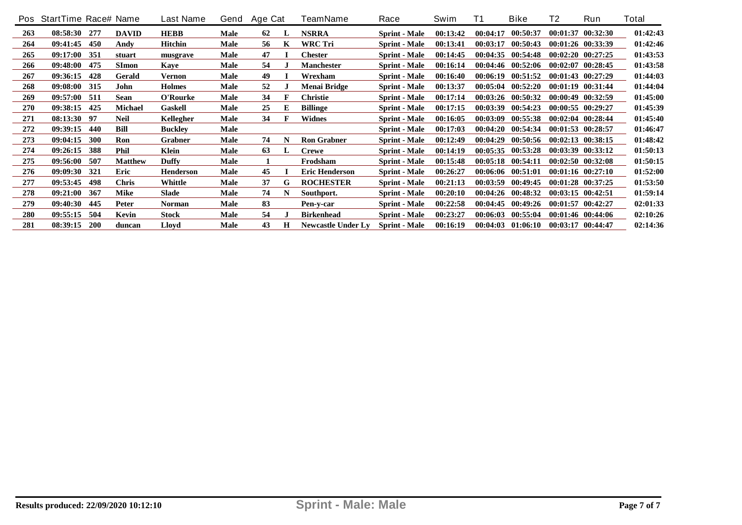| Pos | StartTime | Race# | Name | Last Name | Gend | Age | Cat | TeamName | Race | Swim | T1 | Bike | T2 | Run | Total |
|---|---|---|---|---|---|---|---|---|---|---|---|---|---|---|---|
| 263 | 08:58:30 | 277 | DAVID | HEBB | Male | 62 | L | NSRRA | Sprint - Male | 00:13:42 | 00:04:17 | 00:50:37 | 00:01:37 | 00:32:30 | 01:42:43 |
| 264 | 09:41:45 | 450 | Andy | Hitchin | Male | 56 | K | WRC Tri | Sprint - Male | 00:13:41 | 00:03:17 | 00:50:43 | 00:01:26 | 00:33:39 | 01:42:46 |
| 265 | 09:17:00 | 351 | stuart | musgrave | Male | 47 | I | Chester | Sprint - Male | 00:14:45 | 00:04:35 | 00:54:48 | 00:02:20 | 00:27:25 | 01:43:53 |
| 266 | 09:48:00 | 475 | SImon | Kaye | Male | 54 | J | Manchester | Sprint - Male | 00:16:14 | 00:04:46 | 00:52:06 | 00:02:07 | 00:28:45 | 01:43:58 |
| 267 | 09:36:15 | 428 | Gerald | Vernon | Male | 49 | I | Wrexham | Sprint - Male | 00:16:40 | 00:06:19 | 00:51:52 | 00:01:43 | 00:27:29 | 01:44:03 |
| 268 | 09:08:00 | 315 | John | Holmes | Male | 52 | J | Menai Bridge | Sprint - Male | 00:13:37 | 00:05:04 | 00:52:20 | 00:01:19 | 00:31:44 | 01:44:04 |
| 269 | 09:57:00 | 511 | Sean | O'Rourke | Male | 34 | F | Christie | Sprint - Male | 00:17:14 | 00:03:26 | 00:50:32 | 00:00:49 | 00:32:59 | 01:45:00 |
| 270 | 09:38:15 | 425 | Michael | Gaskell | Male | 25 | E | Billinge | Sprint - Male | 00:17:15 | 00:03:39 | 00:54:23 | 00:00:55 | 00:29:27 | 01:45:39 |
| 271 | 08:13:30 | 97 | Neil | Kellegher | Male | 34 | F | Widnes | Sprint - Male | 00:16:05 | 00:03:09 | 00:55:38 | 00:02:04 | 00:28:44 | 01:45:40 |
| 272 | 09:39:15 | 440 | Bill | Buckley | Male | | | | Sprint - Male | 00:17:03 | 00:04:20 | 00:54:34 | 00:01:53 | 00:28:57 | 01:46:47 |
| 273 | 09:04:15 | 300 | Ron | Grabner | Male | 74 | N | Ron Grabner | Sprint - Male | 00:12:49 | 00:04:29 | 00:50:56 | 00:02:13 | 00:38:15 | 01:48:42 |
| 274 | 09:26:15 | 388 | Phil | Klein | Male | 63 | L | Crewe | Sprint - Male | 00:14:19 | 00:05:35 | 00:53:28 | 00:03:39 | 00:33:12 | 01:50:13 |
| 275 | 09:56:00 | 507 | Matthew | Duffy | Male | 1 | | Frodsham | Sprint - Male | 00:15:48 | 00:05:18 | 00:54:11 | 00:02:50 | 00:32:08 | 01:50:15 |
| 276 | 09:09:30 | 321 | Eric | Henderson | Male | 45 | I | Eric Henderson | Sprint - Male | 00:26:27 | 00:06:06 | 00:51:01 | 00:01:16 | 00:27:10 | 01:52:00 |
| 277 | 09:53:45 | 498 | Chris | Whittle | Male | 37 | G | ROCHESTER | Sprint - Male | 00:21:13 | 00:03:59 | 00:49:45 | 00:01:28 | 00:37:25 | 01:53:50 |
| 278 | 09:21:00 | 367 | Mike | Slade | Male | 74 | N | Southport. | Sprint - Male | 00:20:10 | 00:04:26 | 00:48:32 | 00:03:15 | 00:42:51 | 01:59:14 |
| 279 | 09:40:30 | 445 | Peter | Norman | Male | 83 | | Pen-y-car | Sprint - Male | 00:22:58 | 00:04:45 | 00:49:26 | 00:01:57 | 00:42:27 | 02:01:33 |
| 280 | 09:55:15 | 504 | Kevin | Stock | Male | 54 | J | Birkenhead | Sprint - Male | 00:23:27 | 00:06:03 | 00:55:04 | 00:01:46 | 00:44:06 | 02:10:26 |
| 281 | 08:39:15 | 200 | duncan | Lloyd | Male | 43 | H | Newcastle Under Ly | Sprint - Male | 00:16:19 | 00:04:03 | 01:06:10 | 00:03:17 | 00:44:47 | 02:14:36 |

Results produced: 22/09/2020 10:12:10

Sprint - Male: Male